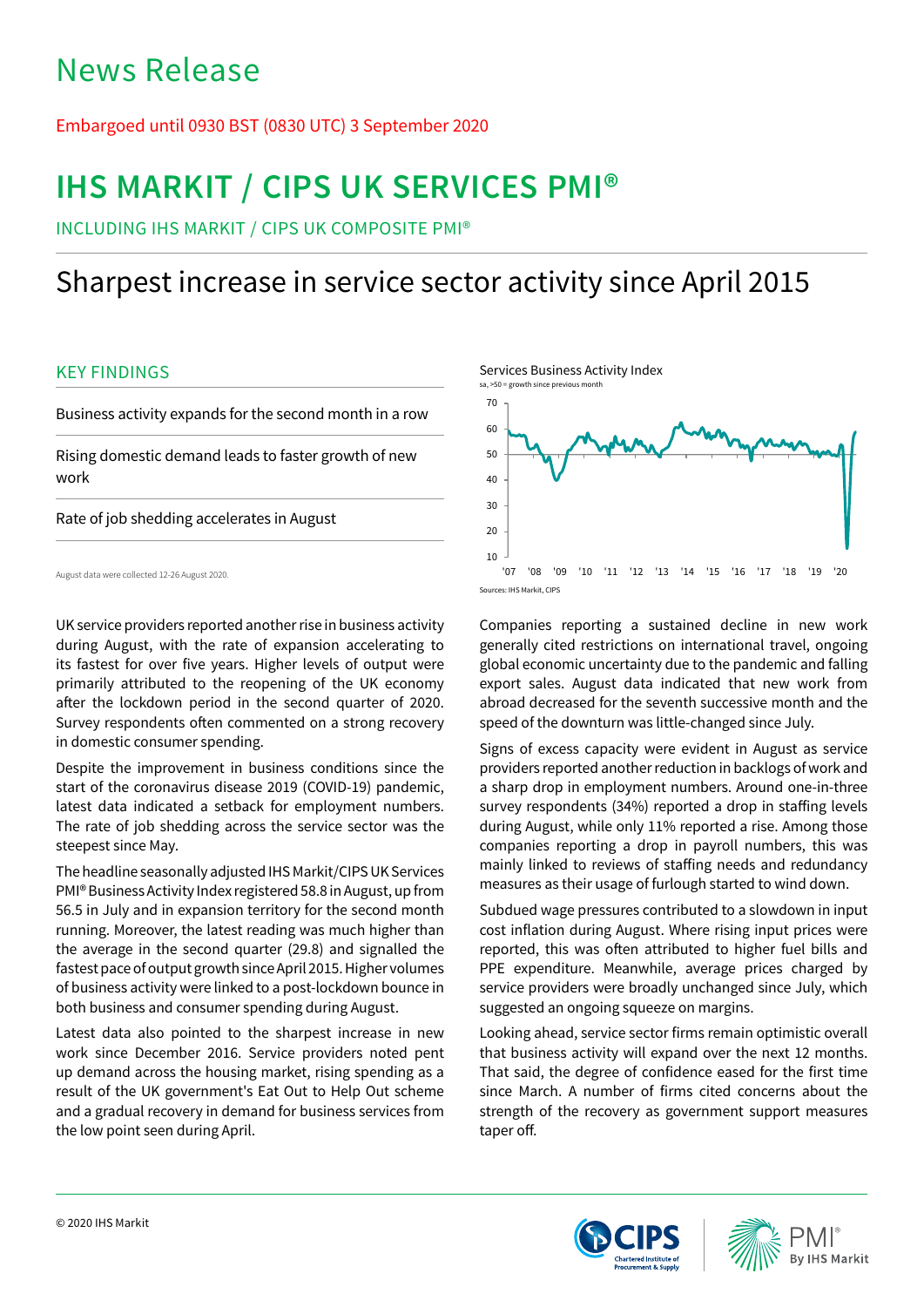# News Release

Embargoed until 0930 BST (0830 UTC) 3 September 2020

# IHS MARKIT / CIPS UK SERVICES PMI®

INCLUDING IHS MARKIT / CIPS UK COMPOSITE PMI®

## Sharpest increase in service sector activity since April 2015

### KEY FINDINGS

Business activity expands for the second month in a row

Rising domestic demand leads to faster growth of new work

Rate of job shedding accelerates in August

August data were collected 12-26 August 2020.

Services Business Activity Index
sa, >50 = growth since previous month

Sources: IHS Markit, CIPS

UK service providers reported another rise in business activity during August, with the rate of expansion accelerating to its fastest for over five years. Higher levels of output were primarily attributed to the reopening of the UK economy after the lockdown period in the second quarter of 2020. Survey respondents often commented on a strong recovery in domestic consumer spending.

Despite the improvement in business conditions since the start of the coronavirus disease 2019 (COVID-19) pandemic, latest data indicated a setback for employment numbers. The rate of job shedding across the service sector was the steepest since May.

The headline seasonally adjusted IHS Markit/CIPS UK Services PMI® Business Activity Index registered 58.8 in August, up from 56.5 in July and in expansion territory for the second month running. Moreover, the latest reading was much higher than the average in the second quarter (29.8) and signalled the fastest pace of output growth since April 2015. Higher volumes of business activity were linked to a post-lockdown bounce in both business and consumer spending during August.

Latest data also pointed to the sharpest increase in new work since December 2016. Service providers noted pent up demand across the housing market, rising spending as a result of the UK government's Eat Out to Help Out scheme and a gradual recovery in demand for business services from the low point seen during April.

Companies reporting a sustained decline in new work generally cited restrictions on international travel, ongoing global economic uncertainty due to the pandemic and falling export sales. August data indicated that new work from abroad decreased for the seventh successive month and the speed of the downturn was little-changed since July.

Signs of excess capacity were evident in August as service providers reported another reduction in backlogs of work and a sharp drop in employment numbers. Around one-in-three survey respondents (34%) reported a drop in staffing levels during August, while only 11% reported a rise. Among those companies reporting a drop in payroll numbers, this was mainly linked to reviews of staffing needs and redundancy measures as their usage of furlough started to wind down.

Subdued wage pressures contributed to a slowdown in input cost inflation during August. Where rising input prices were reported, this was often attributed to higher fuel bills and PPE expenditure. Meanwhile, average prices charged by service providers were broadly unchanged since July, which suggested an ongoing squeeze on margins.

Looking ahead, service sector firms remain optimistic overall that business activity will expand over the next 12 months. That said, the degree of confidence eased for the first time since March. A number of firms cited concerns about the strength of the recovery as government support measures taper off.

© 2020 IHS Markit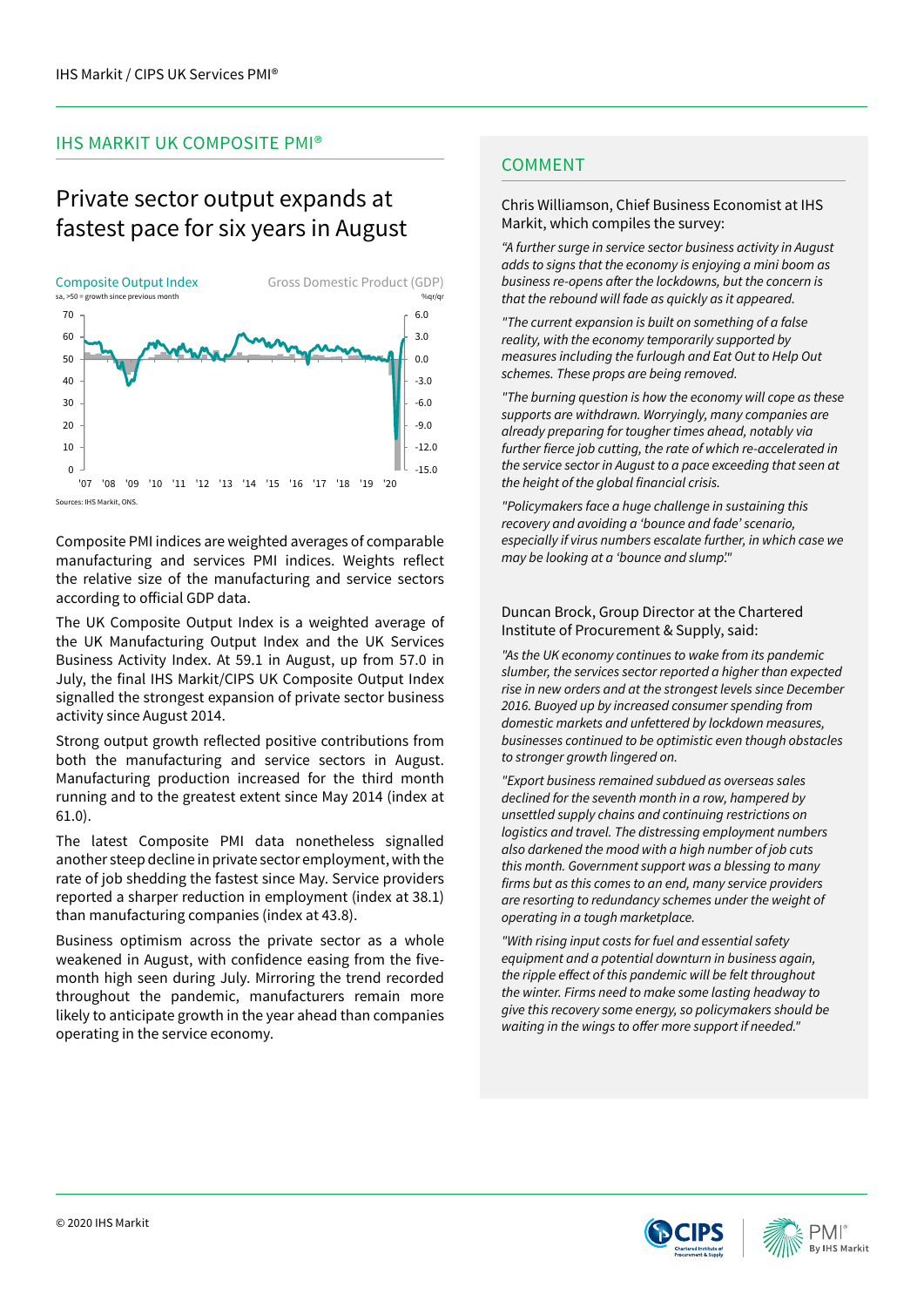## IHS MARKIT UK COMPOSITE PMI®

# Private sector output expands at fastest pace for six years in August

Composite Output Index
sa, >50 = growth since previous month

Gross Domestic Product (GDP)
%qr/qr

Sources: IHS Markit, ONS.

Composite PMI indices are weighted averages of comparable manufacturing and services PMI indices. Weights reflect the relative size of the manufacturing and service sectors according to official GDP data.

The UK Composite Output Index is a weighted average of the UK Manufacturing Output Index and the UK Services Business Activity Index. At 59.1 in August, up from 57.0 in July, the final IHS Markit/CIPS UK Composite Output Index signalled the strongest expansion of private sector business activity since August 2014.

Strong output growth reflected positive contributions from both the manufacturing and service sectors in August. Manufacturing production increased for the third month running and to the greatest extent since May 2014 (index at 61.0).

The latest Composite PMI data nonetheless signalled another steep decline in private sector employment, with the rate of job shedding the fastest since May. Service providers reported a sharper reduction in employment (index at 38.1) than manufacturing companies (index at 43.8).

Business optimism across the private sector as a whole weakened in August, with confidence easing from the five-month high seen during July. Mirroring the trend recorded throughout the pandemic, manufacturers remain more likely to anticipate growth in the year ahead than companies operating in the service economy.

## COMMENT

Chris Williamson, Chief Business Economist at IHS Markit, which compiles the survey:

*"A further surge in service sector business activity in August adds to signs that the economy is enjoying a mini boom as business re-opens after the lockdowns, but the concern is that the rebound will fade as quickly as it appeared.*

*"The current expansion is built on something of a false reality, with the economy temporarily supported by measures including the furlough and Eat Out to Help Out schemes. These props are being removed.*

*"The burning question is how the economy will cope as these supports are withdrawn. Worryingly, many companies are already preparing for tougher times ahead, notably via further fierce job cutting, the rate of which re-accelerated in the service sector in August to a pace exceeding that seen at the height of the global financial crisis.*

*"Policymakers face a huge challenge in sustaining this recovery and avoiding a 'bounce and fade' scenario, especially if virus numbers escalate further, in which case we may be looking at a 'bounce and slump'."*

Duncan Brock, Group Director at the Chartered Institute of Procurement & Supply, said:

*"As the UK economy continues to wake from its pandemic slumber, the services sector reported a higher than expected rise in new orders and at the strongest levels since December 2016. Buoyed up by increased consumer spending from domestic markets and unfettered by lockdown measures, businesses continued to be optimistic even though obstacles to stronger growth lingered on.*

*"Export business remained subdued as overseas sales declined for the seventh month in a row, hampered by unsettled supply chains and continuing restrictions on logistics and travel. The distressing employment numbers also darkened the mood with a high number of job cuts this month. Government support was a blessing to many firms but as this comes to an end, many service providers are resorting to redundancy schemes under the weight of operating in a tough marketplace.*

*"With rising input costs for fuel and essential safety equipment and a potential downturn in business again, the ripple effect of this pandemic will be felt throughout the winter. Firms need to make some lasting headway to give this recovery some energy, so policymakers should be waiting in the wings to offer more support if needed."*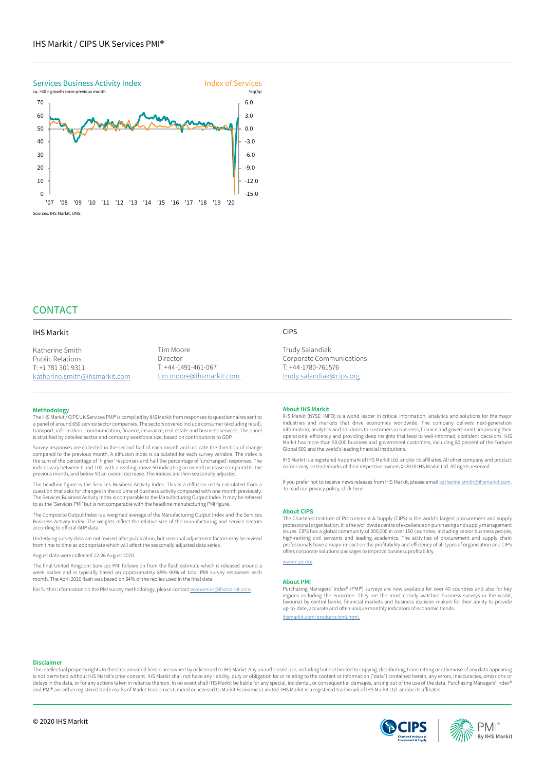Services Business Activity Index

Index of Services

sa, >50 = growth since previous month

%qr/qr

70 60 50 40 30 20 10 0

6.0 3.0 0.0 -3.0 -6.0 -9.0 -12.0 -15.0

'07 '08 '09 '10 '11 '12 '13 '14 '15 '16 '17 '18 '19 '20

Sources: IHS Markit, ONS.

## CONTACT

### IHS Markit

Katherine Smith
Public Relations
T: +1 781 301 9311
katherine.smith@ihsmarkit.com

Tim Moore
Director
T: +44-1491-461-067
tim.moore@ihsmarkit.com

### CIPS

Trudy Salandiak
Corporate Communications
T: +44-1780-761576
trudy.salandiak@cips.org

#### Methodology

The IHS Markit / CIPS UK Services PMI® is compiled by IHS Markit from responses to questionnaires sent to a panel of around 650 service sector companies. The sectors covered include consumer (excluding retail), transport, information, communication, finance, insurance, real estate and business services. The panel is stratified by detailed sector and company workforce size, based on contributions to GDP.

Survey responses are collected in the second half of each month and indicate the direction of change compared to the previous month. A diffusion index is calculated for each survey variable. The index is the sum of the percentage of 'higher' responses and half the percentage of 'unchanged' responses. The indices vary between 0 and 100, with a reading above 50 indicating an overall increase compared to the previous month, and below 50 an overall decrease. The indices are then seasonally adjusted.

The headline figure is the Services Business Activity Index. This is a diffusion index calculated from a question that asks for changes in the volume of business activity compared with one month previously. The Services Business Activity Index is comparable to the Manufacturing Output Index. It may be referred to as the 'Services PMI' but is not comparable with the headline manufacturing PMI figure.

The Composite Output Index is a weighted average of the Manufacturing Output Index and the Services Business Activity Index. The weights reflect the relative size of the manufacturing and service sectors according to official GDP data.

Underlying survey data are not revised after publication, but seasonal adjustment factors may be revised from time to time as appropriate which will affect the seasonally adjusted data series.

August data were collected 12-26 August 2020.

The final United Kingdom Services PMI follows on from the flash estimate which is released around a week earlier and is typically based on approximately 85%–90% of total PMI survey responses each month. The April 2020 flash was based on 84% of the replies used in the final data.

For further information on the PMI survey methodology, please contact economics@ihsmarkit.com.

#### About IHS Markit

IHS Markit (NYSE: INFO) is a world leader in critical information, analytics and solutions for the major industries and markets that drive economies worldwide. The company delivers next-generation information, analytics and solutions to customers in business, finance and government, improving their operational efficiency and providing deep insights that lead to well-informed, confident decisions. IHS Markit has more than 50,000 business and government customers, including 80 percent of the Fortune Global 500 and the world's leading financial institutions.

IHS Markit is a registered trademark of IHS Markit Ltd. and/or its affiliates. All other company and product names may be trademarks of their respective owners © 2020 IHS Markit Ltd. All rights reserved.

If you prefer not to receive news releases from IHS Markit, please email katherine.smith@ihsmarkit.com. To read our privacy policy, click here.

#### About CIPS

The Chartered Institute of Procurement & Supply (CIPS) is the world's largest procurement and supply professional organisation. It is the worldwide centre of excellence on purchasing and supply management issues. CIPS has a global community of 200,000 in over 150 countries, including senior business people, high-ranking civil servants and leading academics. The activities of procurement and supply chain professionals have a major impact on the profitability and efficiency of all types of organisation and CIPS offers corporate solutions packages to improve business profitability.

www.cips.org

#### About PMI

Purchasing Managers' Index® (PMI®) surveys are now available for over 40 countries and also for key regions including the eurozone. They are the most closely watched business surveys in the world, favoured by central banks, financial markets and business decision makers for their ability to provide up-to-date, accurate and often unique monthly indicators of economic trends.

ihsmarkit.com/products/pmi.html.

#### Disclaimer

The intellectual property rights to the data provided herein are owned by or licensed to IHS Markit. Any unauthorised use, including but not limited to copying, distributing, transmitting or otherwise of any data appearing is not permitted without IHS Markit's prior consent. IHS Markit shall not have any liability, duty or obligation for or relating to the content or information ("data") contained herein, any errors, inaccuracies, omissions or delays in the data, or for any actions taken in reliance thereon. In no event shall IHS Markit be liable for any special, incidental, or consequential damages, arising out of the use of the data. Purchasing Managers' Index® and PMI® are either registered trade marks of Markit Economics Limited or licensed to Markit Economics Limited. IHS Markit is a registered trademark of IHS Markit Ltd. and/or its affiliates.

© 2020 IHS Markit